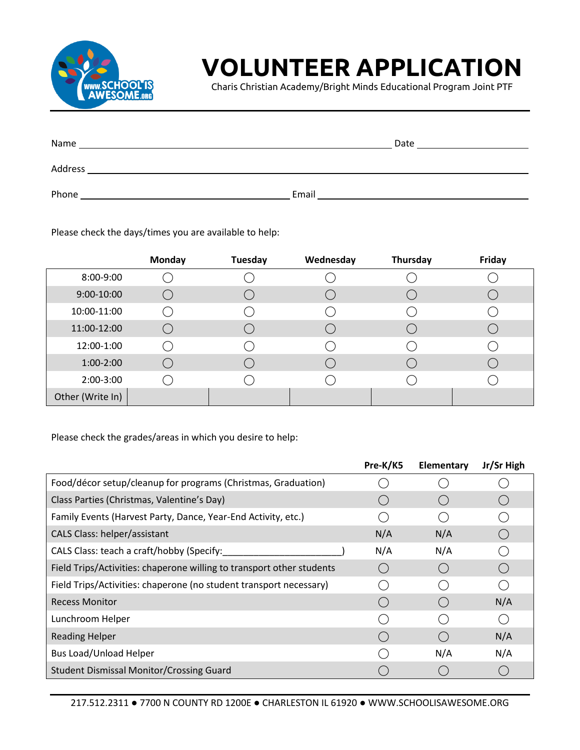# VOLUNTEER APPLICATION

Charis Christian Academy/Bright Minds Educational Program Joint PTF

Name ______________________________________________ Date ____________________

Address ______________________________________________________________________

Phone ______________________________ Email ____________________________________

Please check the days/times you are available to help:

| | Monday | Tuesday | Wednesday | Thursday | Friday |
|---|---|---|---|---|---|
| 8:00-9:00 | ◯ | ◯ | ◯ | ◯ | ◯ |
| 9:00-10:00 | ◯ | ◯ | ◯ | ◯ | ◯ |
| 10:00-11:00 | ◯ | ◯ | ◯ | ◯ | ◯ |
| 11:00-12:00 | ◯ | ◯ | ◯ | ◯ | ◯ |
| 12:00-1:00 | ◯ | ◯ | ◯ | ◯ | ◯ |
| 1:00-2:00 | ◯ | ◯ | ◯ | ◯ | ◯ |
| 2:00-3:00 | ◯ | ◯ | ◯ | ◯ | ◯ |
| Other (Write In) | | | | | |

Please check the grades/areas in which you desire to help:

| | Pre-K/K5 | Elementary | Jr/Sr High |
|---|---|---|---|
| Food/décor setup/cleanup for programs (Christmas, Graduation) | ◯ | ◯ | ◯ |
| Class Parties (Christmas, Valentine's Day) | ◯ | ◯ | ◯ |
| Family Events (Harvest Party, Dance, Year-End Activity, etc.) | ◯ | ◯ | ◯ |
| CALS Class: helper/assistant | N/A | N/A | ◯ |
| CALS Class: teach a craft/hobby (Specify:______________________) | N/A | N/A | ◯ |
| Field Trips/Activities: chaperone willing to transport other students | ◯ | ◯ | ◯ |
| Field Trips/Activities: chaperone (no student transport necessary) | ◯ | ◯ | ◯ |
| Recess Monitor | ◯ | ◯ | N/A |
| Lunchroom Helper | ◯ | ◯ | ◯ |
| Reading Helper | ◯ | ◯ | N/A |
| Bus Load/Unload Helper | ◯ | N/A | N/A |
| Student Dismissal Monitor/Crossing Guard | ◯ | ◯ | ◯ |

217.512.2311 ● 7700 N COUNTY RD 1200E ● CHARLESTON IL 61920 ● WWW.SCHOOLISAWESOME.ORG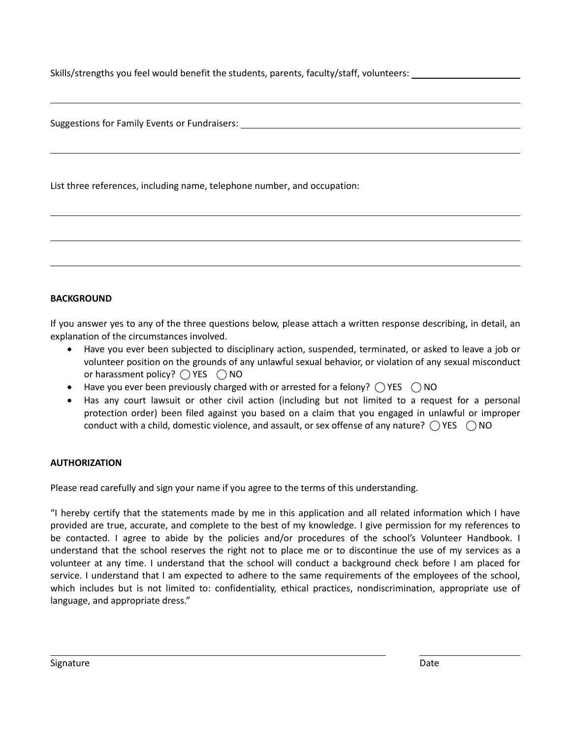Skills/strengths you feel would benefit the students, parents, faculty/staff, volunteers: ______________________

______________________________________________________________________________

Suggestions for Family Events or Fundraisers: _______________________________________________

______________________________________________________________________________

List three references, including name, telephone number, and occupation:

______________________________________________________________________________

______________________________________________________________________________

______________________________________________________________________________

**BACKGROUND**

If you answer yes to any of the three questions below, please attach a written response describing, in detail, an explanation of the circumstances involved.

- Have you ever been subjected to disciplinary action, suspended, terminated, or asked to leave a job or volunteer position on the grounds of any unlawful sexual behavior, or violation of any sexual misconduct or harassment policy? ◯ YES ◯ NO
- Have you ever been previously charged with or arrested for a felony? ◯ YES ◯ NO
- Has any court lawsuit or other civil action (including but not limited to a request for a personal protection order) been filed against you based on a claim that you engaged in unlawful or improper conduct with a child, domestic violence, and assault, or sex offense of any nature? ◯ YES ◯ NO

**AUTHORIZATION**

Please read carefully and sign your name if you agree to the terms of this understanding.

"I hereby certify that the statements made by me in this application and all related information which I have provided are true, accurate, and complete to the best of my knowledge. I give permission for my references to be contacted. I agree to abide by the policies and/or procedures of the school's Volunteer Handbook. I understand that the school reserves the right not to place me or to discontinue the use of my services as a volunteer at any time. I understand that the school will conduct a background check before I am placed for service. I understand that I am expected to adhere to the same requirements of the employees of the school, which includes but is not limited to: confidentiality, ethical practices, nondiscrimination, appropriate use of language, and appropriate dress."

_______________________________________________ &nbsp;&nbsp;&nbsp;&nbsp; ____________________

Signature &nbsp;&nbsp;&nbsp;&nbsp;&nbsp;&nbsp;&nbsp;&nbsp;&nbsp;&nbsp;&nbsp;&nbsp;&nbsp;&nbsp;&nbsp;&nbsp;&nbsp;&nbsp;&nbsp;&nbsp;&nbsp;&nbsp;&nbsp;&nbsp;&nbsp;&nbsp;&nbsp;&nbsp;&nbsp;&nbsp;&nbsp;&nbsp;&nbsp;&nbsp;&nbsp;&nbsp;&nbsp;&nbsp; Date